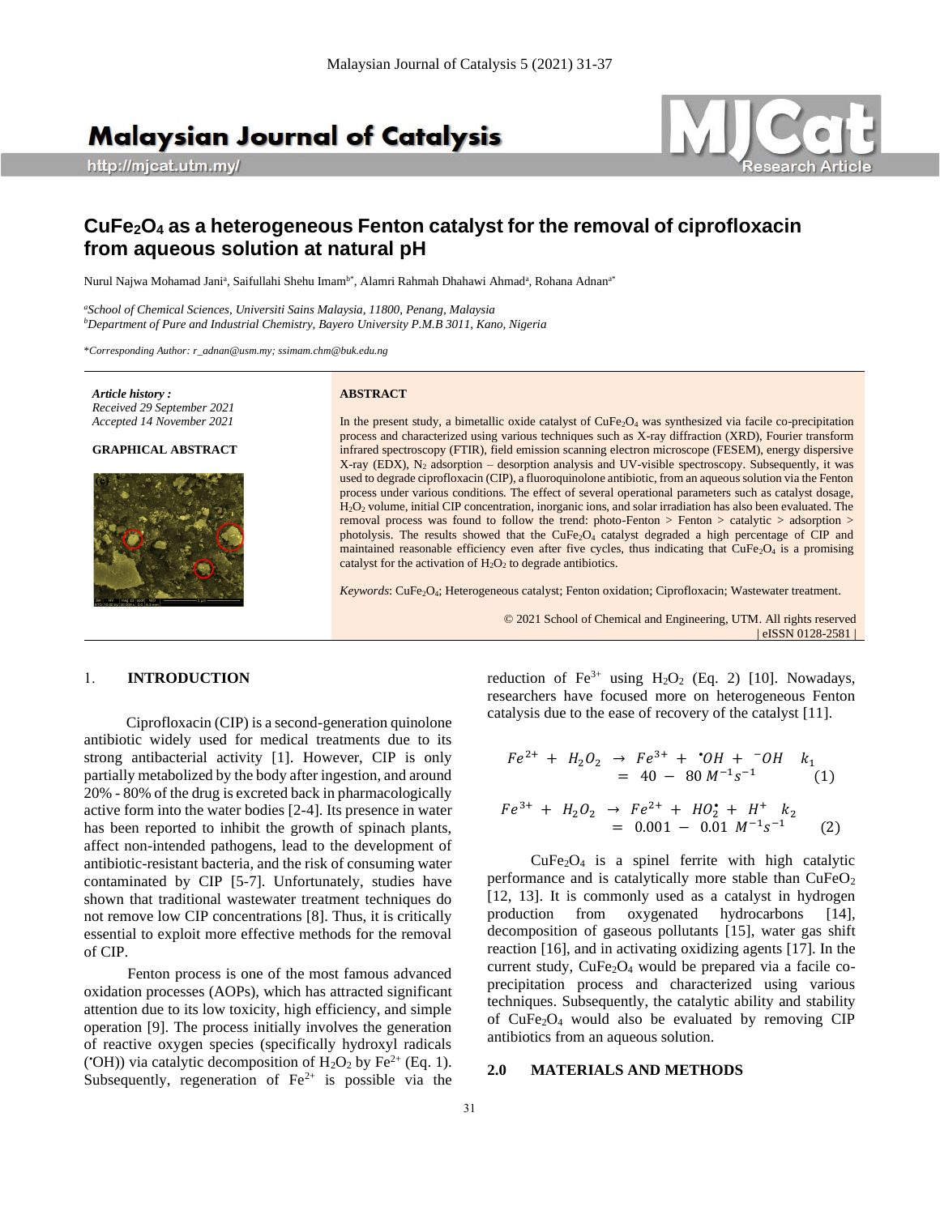# $CuFe_2O_4$ as a heterogeneous Fenton catalyst for the removal of ciprofloxacin from aqueous solution at natural pH

Nurul Najwa Mohamad Jani[a], Saifullahi Shehu Imam[b*], Alamri Rahmah Dhahawi Ahmad[a], Rohana Adnan[a*]

[a]*School of Chemical Sciences, Universiti Sains Malaysia, 11800, Penang, Malaysia*
[b]*Department of Pure and Industrial Chemistry, Bayero University P.M.B 3011, Kano, Nigeria*

\**Corresponding Author: r_adnan@usm.my; ssimam.chm@buk.edu.ng*

*Article history :*
*Received 29 September 2021*
*Accepted 14 November 2021*

**GRAPHICAL ABSTRACT**

**ABSTRACT**

In the present study, a bimetallic oxide catalyst of $CuFe_2O_4$ was synthesized via facile co-precipitation process and characterized using various techniques such as X-ray diffraction (XRD), Fourier transform infrared spectroscopy (FTIR), field emission scanning electron microscope (FESEM), energy dispersive X-ray (EDX), $N_2$ adsorption – desorption analysis and UV-visible spectroscopy. Subsequently, it was used to degrade ciprofloxacin (CIP), a fluoroquinolone antibiotic, from an aqueous solution via the Fenton process under various conditions. The effect of several operational parameters such as catalyst dosage, $H_2O_2$ volume, initial CIP concentration, inorganic ions, and solar irradiation has also been evaluated. The removal process was found to follow the trend: photo-Fenton > Fenton > catalytic > adsorption > photolysis. The results showed that the $CuFe_2O_4$ catalyst degraded a high percentage of CIP and maintained reasonable efficiency even after five cycles, thus indicating that $CuFe_2O_4$ is a promising catalyst for the activation of $H_2O_2$ to degrade antibiotics.

*Keywords*: $CuFe_2O_4$; Heterogeneous catalyst; Fenton oxidation; Ciprofloxacin; Wastewater treatment.

© 2021 School of Chemical and Engineering, UTM. All rights reserved | eISSN 0128-2581 |

## 1. INTRODUCTION

Ciprofloxacin (CIP) is a second-generation quinolone antibiotic widely used for medical treatments due to its strong antibacterial activity [1]. However, CIP is only partially metabolized by the body after ingestion, and around 20% - 80% of the drug is excreted back in pharmacologically active form into the water bodies [2-4]. Its presence in water has been reported to inhibit the growth of spinach plants, affect non-intended pathogens, lead to the development of antibiotic-resistant bacteria, and the risk of consuming water contaminated by CIP [5-7]. Unfortunately, studies have shown that traditional wastewater treatment techniques do not remove low CIP concentrations [8]. Thus, it is critically essential to exploit more effective methods for the removal of CIP.

Fenton process is one of the most famous advanced oxidation processes (AOPs), which has attracted significant attention due to its low toxicity, high efficiency, and simple operation [9]. The process initially involves the generation of reactive oxygen species (specifically hydroxyl radicals ($^{\bullet}OH$)) via catalytic decomposition of $H_2O_2$ by $Fe^{2+}$ (Eq. 1). Subsequently, regeneration of $Fe^{2+}$ is possible via the reduction of $Fe^{3+}$ using $H_2O_2$ (Eq. 2) [10]. Nowadays, researchers have focused more on heterogeneous Fenton catalysis due to the ease of recovery of the catalyst [11].

$$Fe^{2+} + H_2O_2 \rightarrow Fe^{3+} + {}^{\bullet}OH + {}^{-}OH \quad k_1 = 40 - 80\ M^{-1}s^{-1} \qquad (1)$$

$$Fe^{3+} + H_2O_2 \rightarrow Fe^{2+} + HO_2^{\bullet} + H^{+} \quad k_2 = 0.001 - 0.01\ M^{-1}s^{-1} \qquad (2)$$

$CuFe_2O_4$ is a spinel ferrite with high catalytic performance and is catalytically more stable than $CuFeO_2$ [12, 13]. It is commonly used as a catalyst in hydrogen production from oxygenated hydrocarbons [14], decomposition of gaseous pollutants [15], water gas shift reaction [16], and in activating oxidizing agents [17]. In the current study, $CuFe_2O_4$ would be prepared via a facile co-precipitation process and characterized using various techniques. Subsequently, the catalytic ability and stability of $CuFe_2O_4$ would also be evaluated by removing CIP antibiotics from an aqueous solution.

## 2.0 MATERIALS AND METHODS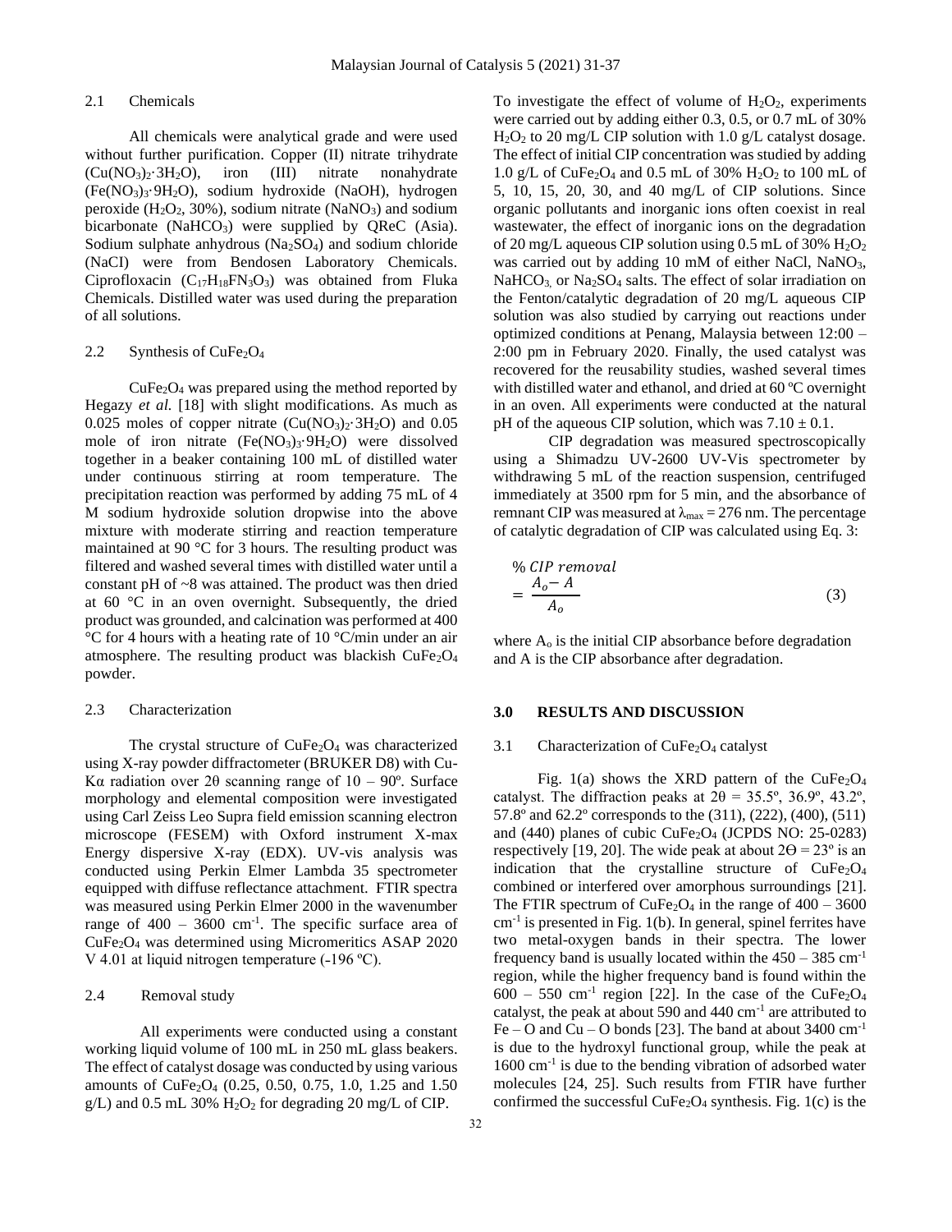### 2.1 Chemicals

All chemicals were analytical grade and were used without further purification. Copper (II) nitrate trihydrate ($Cu(NO_3)_2{\cdot}3H_2O$), iron (III) nitrate nonahydrate ($Fe(NO_3)_3{\cdot}9H_2O$), sodium hydroxide (NaOH), hydrogen peroxide ($H_2O_2$, 30%), sodium nitrate ($NaNO_3$) and sodium bicarbonate ($NaHCO_3$) were supplied by QReC (Asia). Sodium sulphate anhydrous ($Na_2SO_4$) and sodium chloride (NaCI) were from Bendosen Laboratory Chemicals. Ciprofloxacin ($C_{17}H_{18}FN_3O_3$) was obtained from Fluka Chemicals. Distilled water was used during the preparation of all solutions.

### 2.2 Synthesis of $CuFe_2O_4$

$CuFe_2O_4$ was prepared using the method reported by Hegazy *et al.* [18] with slight modifications. As much as 0.025 moles of copper nitrate ($Cu(NO_3)_2{\cdot}3H_2O$) and 0.05 mole of iron nitrate ($Fe(NO_3)_3{\cdot}9H_2O$) were dissolved together in a beaker containing 100 mL of distilled water under continuous stirring at room temperature. The precipitation reaction was performed by adding 75 mL of 4 M sodium hydroxide solution dropwise into the above mixture with moderate stirring and reaction temperature maintained at 90 °C for 3 hours. The resulting product was filtered and washed several times with distilled water until a constant pH of ~8 was attained. The product was then dried at 60 °C in an oven overnight. Subsequently, the dried product was grounded, and calcination was performed at 400 °C for 4 hours with a heating rate of 10 °C/min under an air atmosphere. The resulting product was blackish $CuFe_2O_4$ powder.

### 2.3 Characterization

The crystal structure of $CuFe_2O_4$ was characterized using X-ray powder diffractometer (BRUKER D8) with Cu-Kα radiation over 2θ scanning range of 10 – 90º. Surface morphology and elemental composition were investigated using Carl Zeiss Leo Supra field emission scanning electron microscope (FESEM) with Oxford instrument X-max Energy dispersive X-ray (EDX). UV-vis analysis was conducted using Perkin Elmer Lambda 35 spectrometer equipped with diffuse reflectance attachment. FTIR spectra was measured using Perkin Elmer 2000 in the wavenumber range of 400 – 3600 $cm^{-1}$. The specific surface area of $CuFe_2O_4$ was determined using Micromeritics ASAP 2020 V 4.01 at liquid nitrogen temperature (-196 ºC).

### 2.4 Removal study

All experiments were conducted using a constant working liquid volume of 100 mL in 250 mL glass beakers. The effect of catalyst dosage was conducted by using various amounts of $CuFe_2O_4$ (0.25, 0.50, 0.75, 1.0, 1.25 and 1.50 g/L) and 0.5 mL 30% $H_2O_2$ for degrading 20 mg/L of CIP. To investigate the effect of volume of $H_2O_2$, experiments were carried out by adding either 0.3, 0.5, or 0.7 mL of 30% $H_2O_2$ to 20 mg/L CIP solution with 1.0 g/L catalyst dosage. The effect of initial CIP concentration was studied by adding 1.0 g/L of $CuFe_2O_4$ and 0.5 mL of 30% $H_2O_2$ to 100 mL of 5, 10, 15, 20, 30, and 40 mg/L of CIP solutions. Since organic pollutants and inorganic ions often coexist in real wastewater, the effect of inorganic ions on the degradation of 20 mg/L aqueous CIP solution using 0.5 mL of 30% $H_2O_2$ was carried out by adding 10 mM of either NaCl, $NaNO_3$, $NaHCO_3$, or $Na_2SO_4$ salts. The effect of solar irradiation on the Fenton/catalytic degradation of 20 mg/L aqueous CIP solution was also studied by carrying out reactions under optimized conditions at Penang, Malaysia between 12:00 – 2:00 pm in February 2020. Finally, the used catalyst was recovered for the reusability studies, washed several times with distilled water and ethanol, and dried at 60 ºC overnight in an oven. All experiments were conducted at the natural pH of the aqueous CIP solution, which was 7.10 ± 0.1.

CIP degradation was measured spectroscopically using a Shimadzu UV-2600 UV-Vis spectrometer by withdrawing 5 mL of the reaction suspension, centrifuged immediately at 3500 rpm for 5 min, and the absorbance of remnant CIP was measured at $\lambda_{max}$ = 276 nm. The percentage of catalytic degradation of CIP was calculated using Eq. 3:

$$\%\ CIP\ removal = \frac{A_o - A}{A_o} \tag{3}$$

where $A_o$ is the initial CIP absorbance before degradation and A is the CIP absorbance after degradation.

## 3.0 RESULTS AND DISCUSSION

### 3.1 Characterization of $CuFe_2O_4$ catalyst

Fig. 1(a) shows the XRD pattern of the $CuFe_2O_4$ catalyst. The diffraction peaks at 2θ = 35.5º, 36.9º, 43.2º, 57.8º and 62.2º corresponds to the (311), (222), (400), (511) and (440) planes of cubic $CuFe_2O_4$ (JCPDS NO: 25-0283) respectively [19, 20]. The wide peak at about 2Θ = 23º is an indication that the crystalline structure of $CuFe_2O_4$ combined or interfered over amorphous surroundings [21]. The FTIR spectrum of $CuFe_2O_4$ in the range of 400 – 3600 $cm^{-1}$ is presented in Fig. 1(b). In general, spinel ferrites have two metal-oxygen bands in their spectra. The lower frequency band is usually located within the 450 – 385 $cm^{-1}$ region, while the higher frequency band is found within the 600 – 550 $cm^{-1}$ region [22]. In the case of the $CuFe_2O_4$ catalyst, the peak at about 590 and 440 $cm^{-1}$ are attributed to Fe – O and Cu – O bonds [23]. The band at about 3400 $cm^{-1}$ is due to the hydroxyl functional group, while the peak at 1600 $cm^{-1}$ is due to the bending vibration of adsorbed water molecules [24, 25]. Such results from FTIR have further confirmed the successful $CuFe_2O_4$ synthesis. Fig. 1(c) is the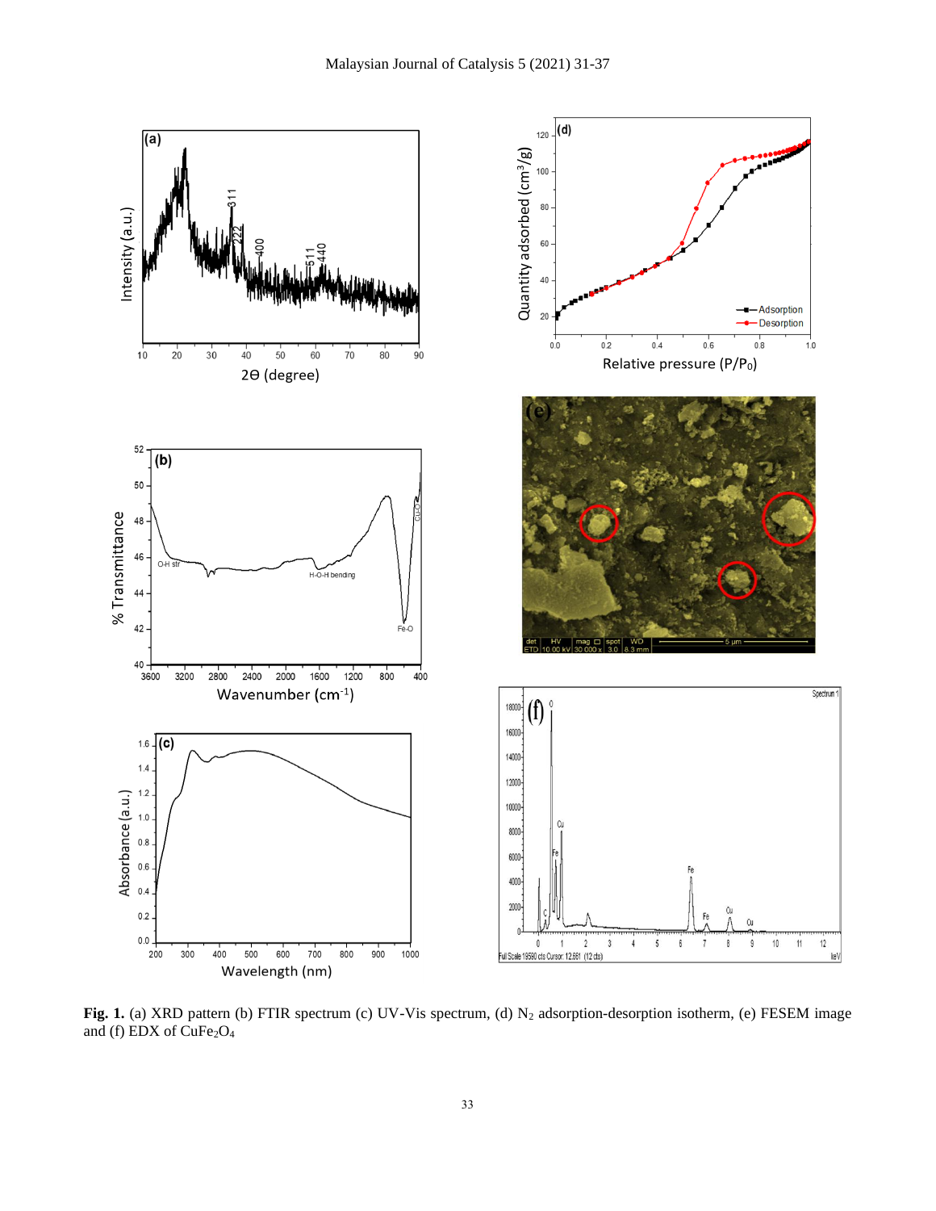**Fig. 1.** (a) XRD pattern (b) FTIR spectrum (c) UV-Vis spectrum, (d) $N_2$ adsorption-desorption isotherm, (e) FESEM image and (f) EDX of $CuFe_2O_4$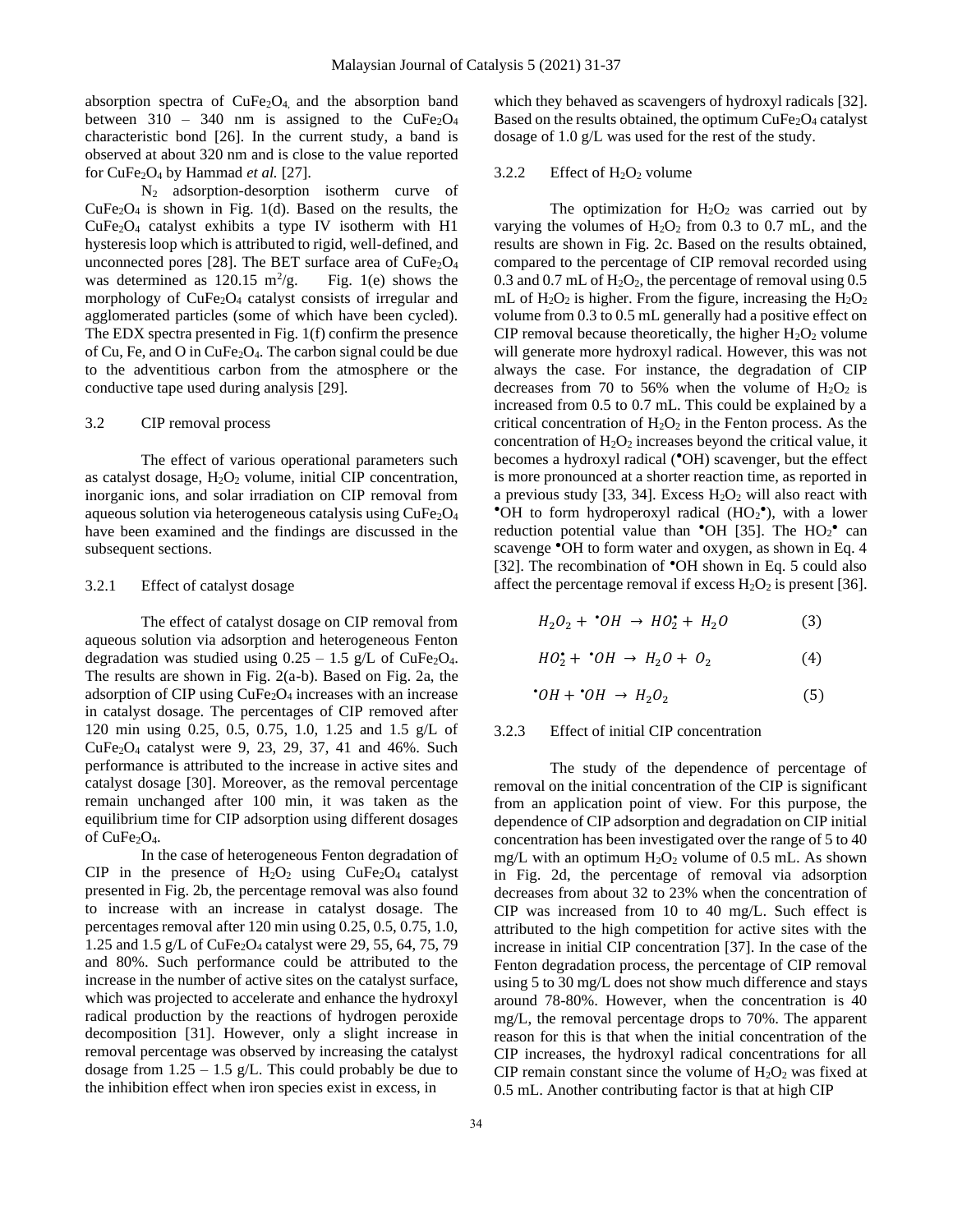absorption spectra of $CuFe_2O_4$, and the absorption band between 310 – 340 nm is assigned to the $CuFe_2O_4$ characteristic bond [26]. In the current study, a band is observed at about 320 nm and is close to the value reported for $CuFe_2O_4$ by Hammad *et al.* [27].

$N_2$ adsorption-desorption isotherm curve of $CuFe_2O_4$ is shown in Fig. 1(d). Based on the results, the $CuFe_2O_4$ catalyst exhibits a type IV isotherm with H1 hysteresis loop which is attributed to rigid, well-defined, and unconnected pores [28]. The BET surface area of $CuFe_2O_4$ was determined as 120.15 $m^2/g$. Fig. 1(e) shows the morphology of $CuFe_2O_4$ catalyst consists of irregular and agglomerated particles (some of which have been cycled). The EDX spectra presented in Fig. 1(f) confirm the presence of Cu, Fe, and O in $CuFe_2O_4$. The carbon signal could be due to the adventitious carbon from the atmosphere or the conductive tape used during analysis [29].

## 3.2 CIP removal process

The effect of various operational parameters such as catalyst dosage, $H_2O_2$ volume, initial CIP concentration, inorganic ions, and solar irradiation on CIP removal from aqueous solution via heterogeneous catalysis using $CuFe_2O_4$ have been examined and the findings are discussed in the subsequent sections.

### 3.2.1 Effect of catalyst dosage

The effect of catalyst dosage on CIP removal from aqueous solution via adsorption and heterogeneous Fenton degradation was studied using 0.25 – 1.5 g/L of $CuFe_2O_4$. The results are shown in Fig. 2(a-b). Based on Fig. 2a, the adsorption of CIP using $CuFe_2O_4$ increases with an increase in catalyst dosage. The percentages of CIP removed after 120 min using 0.25, 0.5, 0.75, 1.0, 1.25 and 1.5 g/L of $CuFe_2O_4$ catalyst were 9, 23, 29, 37, 41 and 46%. Such performance is attributed to the increase in active sites and catalyst dosage [30]. Moreover, as the removal percentage remain unchanged after 100 min, it was taken as the equilibrium time for CIP adsorption using different dosages of $CuFe_2O_4$.

In the case of heterogeneous Fenton degradation of CIP in the presence of $H_2O_2$ using $CuFe_2O_4$ catalyst presented in Fig. 2b, the percentage removal was also found to increase with an increase in catalyst dosage. The percentages removal after 120 min using 0.25, 0.5, 0.75, 1.0, 1.25 and 1.5 g/L of $CuFe_2O_4$ catalyst were 29, 55, 64, 75, 79 and 80%. Such performance could be attributed to the increase in the number of active sites on the catalyst surface, which was projected to accelerate and enhance the hydroxyl radical production by the reactions of hydrogen peroxide decomposition [31]. However, only a slight increase in removal percentage was observed by increasing the catalyst dosage from 1.25 – 1.5 g/L. This could probably be due to the inhibition effect when iron species exist in excess, in which they behaved as scavengers of hydroxyl radicals [32]. Based on the results obtained, the optimum $CuFe_2O_4$ catalyst dosage of 1.0 g/L was used for the rest of the study.

### 3.2.2 Effect of $H_2O_2$ volume

The optimization for $H_2O_2$ was carried out by varying the volumes of $H_2O_2$ from 0.3 to 0.7 mL, and the results are shown in Fig. 2c. Based on the results obtained, compared to the percentage of CIP removal recorded using 0.3 and 0.7 mL of $H_2O_2$, the percentage of removal using 0.5 mL of $H_2O_2$ is higher. From the figure, increasing the $H_2O_2$ volume from 0.3 to 0.5 mL generally had a positive effect on CIP removal because theoretically, the higher $H_2O_2$ volume will generate more hydroxyl radical. However, this was not always the case. For instance, the degradation of CIP decreases from 70 to 56% when the volume of $H_2O_2$ is increased from 0.5 to 0.7 mL. This could be explained by a critical concentration of $H_2O_2$ in the Fenton process. As the concentration of $H_2O_2$ increases beyond the critical value, it becomes a hydroxyl radical ($^{\bullet}OH$) scavenger, but the effect is more pronounced at a shorter reaction time, as reported in a previous study [33, 34]. Excess $H_2O_2$ will also react with $^{\bullet}OH$ to form hydroperoxyl radical ($HO_2^{\bullet}$), with a lower reduction potential value than $^{\bullet}OH$ [35]. The $HO_2^{\bullet}$ can scavenge $^{\bullet}OH$ to form water and oxygen, as shown in Eq. 4 [32]. The recombination of $^{\bullet}OH$ shown in Eq. 5 could also affect the percentage removal if excess $H_2O_2$ is present [36].

$$H_2O_2 + {}^{\bullet}OH \rightarrow HO_2^{\bullet} + H_2O \tag{3}$$

$$HO_2^{\bullet} + {}^{\bullet}OH \rightarrow H_2O + O_2 \tag{4}$$

$${}^{\bullet}OH + {}^{\bullet}OH \rightarrow H_2O_2 \tag{5}$$

### 3.2.3 Effect of initial CIP concentration

The study of the dependence of percentage of removal on the initial concentration of the CIP is significant from an application point of view. For this purpose, the dependence of CIP adsorption and degradation on CIP initial concentration has been investigated over the range of 5 to 40 mg/L with an optimum $H_2O_2$ volume of 0.5 mL. As shown in Fig. 2d, the percentage of removal via adsorption decreases from about 32 to 23% when the concentration of CIP was increased from 10 to 40 mg/L. Such effect is attributed to the high competition for active sites with the increase in initial CIP concentration [37]. In the case of the Fenton degradation process, the percentage of CIP removal using 5 to 30 mg/L does not show much difference and stays around 78-80%. However, when the concentration is 40 mg/L, the removal percentage drops to 70%. The apparent reason for this is that when the initial concentration of the CIP increases, the hydroxyl radical concentrations for all CIP remain constant since the volume of $H_2O_2$ was fixed at 0.5 mL. Another contributing factor is that at high CIP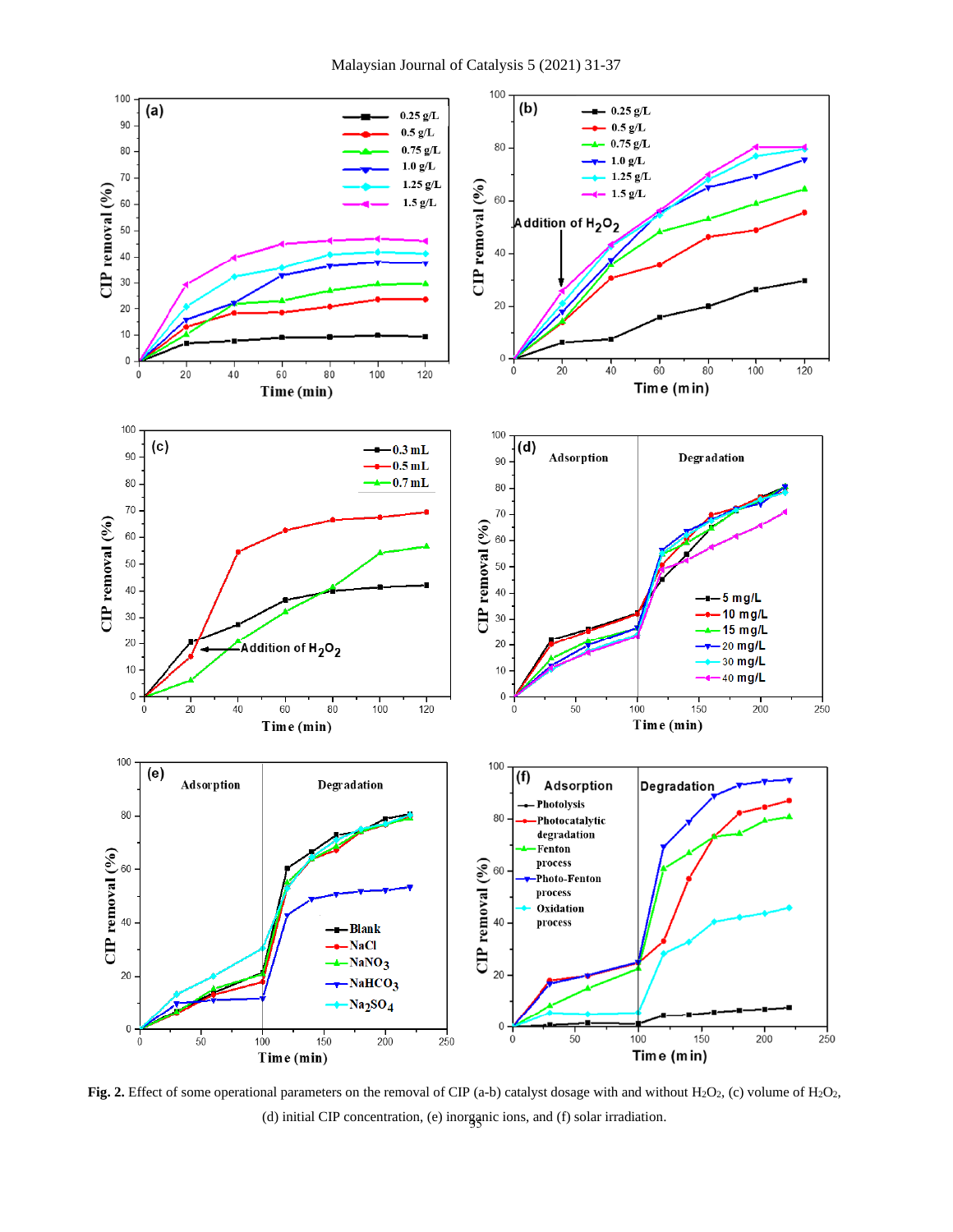**Fig. 2.** Effect of some operational parameters on the removal of CIP (a-b) catalyst dosage with and without $H_2O_2$, (c) volume of $H_2O_2$, (d) initial CIP concentration, (e) inorganic ions, and (f) solar irradiation.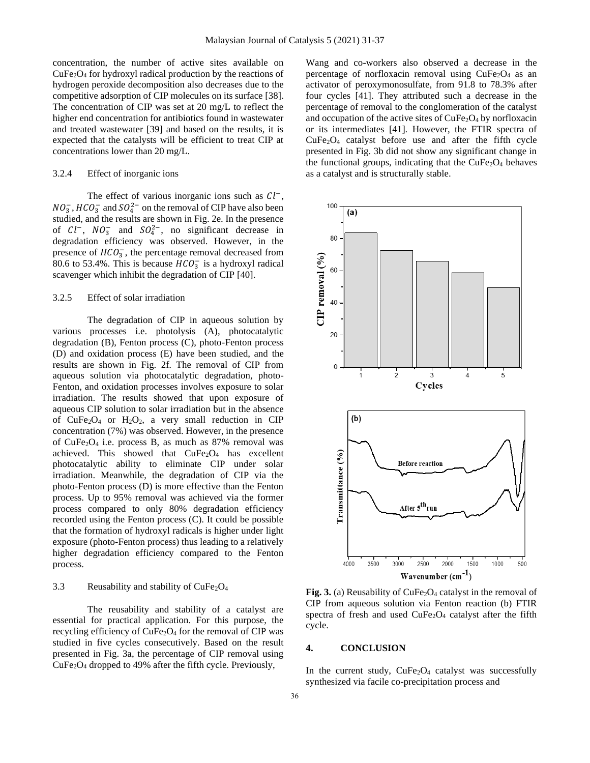concentration, the number of active sites available on $CuFe_2O_4$ for hydroxyl radical production by the reactions of hydrogen peroxide decomposition also decreases due to the competitive adsorption of CIP molecules on its surface [38]. The concentration of CIP was set at 20 mg/L to reflect the higher end concentration for antibiotics found in wastewater and treated wastewater [39] and based on the results, it is expected that the catalysts will be efficient to treat CIP at concentrations lower than 20 mg/L.

#### 3.2.4 Effect of inorganic ions

The effect of various inorganic ions such as $Cl^-$, $NO_3^-$, $HCO_3^-$ and $SO_4^{2-}$ on the removal of CIP have also been studied, and the results are shown in Fig. 2e. In the presence of $Cl^-$, $NO_3^-$ and $SO_4^{2-}$, no significant decrease in degradation efficiency was observed. However, in the presence of $HCO_3^-$, the percentage removal decreased from 80.6 to 53.4%. This is because $HCO_3^-$ is a hydroxyl radical scavenger which inhibit the degradation of CIP [40].

#### 3.2.5 Effect of solar irradiation

The degradation of CIP in aqueous solution by various processes i.e. photolysis (A), photocatalytic degradation (B), Fenton process (C), photo-Fenton process (D) and oxidation process (E) have been studied, and the results are shown in Fig. 2f. The removal of CIP from aqueous solution via photocatalytic degradation, photo-Fenton, and oxidation processes involves exposure to solar irradiation. The results showed that upon exposure of aqueous CIP solution to solar irradiation but in the absence of $CuFe_2O_4$ or $H_2O_2$, a very small reduction in CIP concentration (7%) was observed. However, in the presence of $CuFe_2O_4$ i.e. process B, as much as 87% removal was achieved. This showed that $CuFe_2O_4$ has excellent photocatalytic ability to eliminate CIP under solar irradiation. Meanwhile, the degradation of CIP via the photo-Fenton process (D) is more effective than the Fenton process. Up to 95% removal was achieved via the former process compared to only 80% degradation efficiency recorded using the Fenton process (C). It could be possible that the formation of hydroxyl radicals is higher under light exposure (photo-Fenton process) thus leading to a relatively higher degradation efficiency compared to the Fenton process.

### 3.3 Reusability and stability of $CuFe_2O_4$

The reusability and stability of a catalyst are essential for practical application. For this purpose, the recycling efficiency of $CuFe_2O_4$ for the removal of CIP was studied in five cycles consecutively. Based on the result presented in Fig. 3a, the percentage of CIP removal using $CuFe_2O_4$ dropped to 49% after the fifth cycle. Previously, Wang and co-workers also observed a decrease in the percentage of norfloxacin removal using $CuFe_2O_4$ as an activator of peroxymonosulfate, from 91.8 to 78.3% after four cycles [41]. They attributed such a decrease in the percentage of removal to the conglomeration of the catalyst and occupation of the active sites of $CuFe_2O_4$ by norfloxacin or its intermediates [41]. However, the FTIR spectra of $CuFe_2O_4$ catalyst before use and after the fifth cycle presented in Fig. 3b did not show any significant change in the functional groups, indicating that the $CuFe_2O_4$ behaves as a catalyst and is structurally stable.

**Fig. 3.** (a) Reusability of $CuFe_2O_4$ catalyst in the removal of CIP from aqueous solution via Fenton reaction (b) FTIR spectra of fresh and used $CuFe_2O_4$ catalyst after the fifth cycle.

## 4. CONCLUSION

In the current study, $CuFe_2O_4$ catalyst was successfully synthesized via facile co-precipitation process and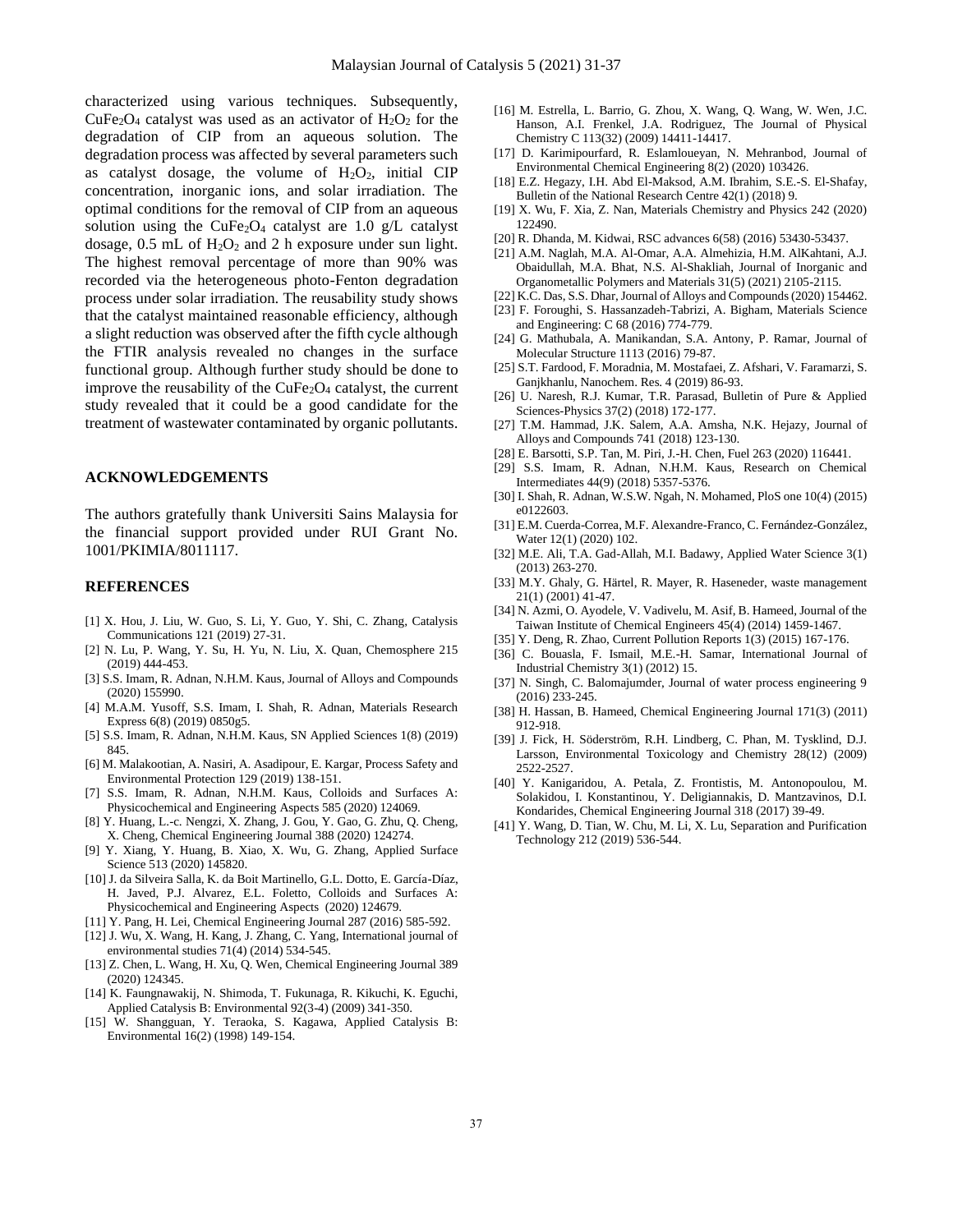characterized using various techniques. Subsequently, $CuFe_2O_4$ catalyst was used as an activator of $H_2O_2$ for the degradation of CIP from an aqueous solution. The degradation process was affected by several parameters such as catalyst dosage, the volume of $H_2O_2$, initial CIP concentration, inorganic ions, and solar irradiation. The optimal conditions for the removal of CIP from an aqueous solution using the $CuFe_2O_4$ catalyst are 1.0 g/L catalyst dosage, 0.5 mL of $H_2O_2$ and 2 h exposure under sun light. The highest removal percentage of more than 90% was recorded via the heterogeneous photo-Fenton degradation process under solar irradiation. The reusability study shows that the catalyst maintained reasonable efficiency, although a slight reduction was observed after the fifth cycle although the FTIR analysis revealed no changes in the surface functional group. Although further study should be done to improve the reusability of the $CuFe_2O_4$ catalyst, the current study revealed that it could be a good candidate for the treatment of wastewater contaminated by organic pollutants.

## ACKNOWLEDGEMENTS

The authors gratefully thank Universiti Sains Malaysia for the financial support provided under RUI Grant No. 1001/PKIMIA/8011117.

## REFERENCES

[1] X. Hou, J. Liu, W. Guo, S. Li, Y. Guo, Y. Shi, C. Zhang, Catalysis Communications 121 (2019) 27-31.

[2] N. Lu, P. Wang, Y. Su, H. Yu, N. Liu, X. Quan, Chemosphere 215 (2019) 444-453.

[3] S.S. Imam, R. Adnan, N.H.M. Kaus, Journal of Alloys and Compounds (2020) 155990.

[4] M.A.M. Yusoff, S.S. Imam, I. Shah, R. Adnan, Materials Research Express 6(8) (2019) 0850g5.

[5] S.S. Imam, R. Adnan, N.H.M. Kaus, SN Applied Sciences 1(8) (2019) 845.

[6] M. Malakootian, A. Nasiri, A. Asadipour, E. Kargar, Process Safety and Environmental Protection 129 (2019) 138-151.

[7] S.S. Imam, R. Adnan, N.H.M. Kaus, Colloids and Surfaces A: Physicochemical and Engineering Aspects 585 (2020) 124069.

[8] Y. Huang, L.-c. Nengzi, X. Zhang, J. Gou, Y. Gao, G. Zhu, Q. Cheng, X. Cheng, Chemical Engineering Journal 388 (2020) 124274.

[9] Y. Xiang, Y. Huang, B. Xiao, X. Wu, G. Zhang, Applied Surface Science 513 (2020) 145820.

[10] J. da Silveira Salla, K. da Boit Martinello, G.L. Dotto, E. García-Díaz, H. Javed, P.J. Alvarez, E.L. Foletto, Colloids and Surfaces A: Physicochemical and Engineering Aspects (2020) 124679.

[11] Y. Pang, H. Lei, Chemical Engineering Journal 287 (2016) 585-592.

[12] J. Wu, X. Wang, H. Kang, J. Zhang, C. Yang, International journal of environmental studies 71(4) (2014) 534-545.

[13] Z. Chen, L. Wang, H. Xu, Q. Wen, Chemical Engineering Journal 389 (2020) 124345.

[14] K. Faungnawakij, N. Shimoda, T. Fukunaga, R. Kikuchi, K. Eguchi, Applied Catalysis B: Environmental 92(3-4) (2009) 341-350.

[15] W. Shangguan, Y. Teraoka, S. Kagawa, Applied Catalysis B: Environmental 16(2) (1998) 149-154.

[16] M. Estrella, L. Barrio, G. Zhou, X. Wang, Q. Wang, W. Wen, J.C. Hanson, A.I. Frenkel, J.A. Rodriguez, The Journal of Physical Chemistry C 113(32) (2009) 14411-14417.

[17] D. Karimipourfard, R. Eslamloueyan, N. Mehranbod, Journal of Environmental Chemical Engineering 8(2) (2020) 103426.

[18] E.Z. Hegazy, I.H. Abd El-Maksod, A.M. Ibrahim, S.E.-S. El-Shafay, Bulletin of the National Research Centre 42(1) (2018) 9.

[19] X. Wu, F. Xia, Z. Nan, Materials Chemistry and Physics 242 (2020) 122490.

[20] R. Dhanda, M. Kidwai, RSC advances 6(58) (2016) 53430-53437.

[21] A.M. Naglah, M.A. Al-Omar, A.A. Almehizia, H.M. AlKahtani, A.J. Obaidullah, M.A. Bhat, N.S. Al-Shakliah, Journal of Inorganic and Organometallic Polymers and Materials 31(5) (2021) 2105-2115.

[22] K.C. Das, S.S. Dhar, Journal of Alloys and Compounds (2020) 154462.

[23] F. Foroughi, S. Hassanzadeh-Tabrizi, A. Bigham, Materials Science and Engineering: C 68 (2016) 774-779.

[24] G. Mathubala, A. Manikandan, S.A. Antony, P. Ramar, Journal of Molecular Structure 1113 (2016) 79-87.

[25] S.T. Fardood, F. Moradnia, M. Mostafaei, Z. Afshari, V. Faramarzi, S. Ganjkhanlu, Nanochem. Res. 4 (2019) 86-93.

[26] U. Naresh, R.J. Kumar, T.R. Parasad, Bulletin of Pure & Applied Sciences-Physics 37(2) (2018) 172-177.

[27] T.M. Hammad, J.K. Salem, A.A. Amsha, N.K. Hejazy, Journal of Alloys and Compounds 741 (2018) 123-130.

[28] E. Barsotti, S.P. Tan, M. Piri, J.-H. Chen, Fuel 263 (2020) 116441.

[29] S.S. Imam, R. Adnan, N.H.M. Kaus, Research on Chemical Intermediates 44(9) (2018) 5357-5376.

[30] I. Shah, R. Adnan, W.S.W. Ngah, N. Mohamed, PloS one 10(4) (2015) e0122603.

[31] E.M. Cuerda-Correa, M.F. Alexandre-Franco, C. Fernández-González, Water 12(1) (2020) 102.

[32] M.E. Ali, T.A. Gad-Allah, M.I. Badawy, Applied Water Science 3(1) (2013) 263-270.

[33] M.Y. Ghaly, G. Härtel, R. Mayer, R. Haseneder, waste management 21(1) (2001) 41-47.

[34] N. Azmi, O. Ayodele, V. Vadivelu, M. Asif, B. Hameed, Journal of the Taiwan Institute of Chemical Engineers 45(4) (2014) 1459-1467.

[35] Y. Deng, R. Zhao, Current Pollution Reports 1(3) (2015) 167-176.

[36] C. Bouasla, F. Ismail, M.E.-H. Samar, International Journal of Industrial Chemistry 3(1) (2012) 15.

[37] N. Singh, C. Balomajumder, Journal of water process engineering 9 (2016) 233-245.

[38] H. Hassan, B. Hameed, Chemical Engineering Journal 171(3) (2011) 912-918.

[39] J. Fick, H. Söderström, R.H. Lindberg, C. Phan, M. Tysklind, D.J. Larsson, Environmental Toxicology and Chemistry 28(12) (2009) 2522-2527.

[40] Y. Kanigaridou, A. Petala, Z. Frontistis, M. Antonopoulou, M. Solakidou, I. Konstantinou, Y. Deligiannakis, D. Mantzavinos, D.I. Kondarides, Chemical Engineering Journal 318 (2017) 39-49.

[41] Y. Wang, D. Tian, W. Chu, M. Li, X. Lu, Separation and Purification Technology 212 (2019) 536-544.